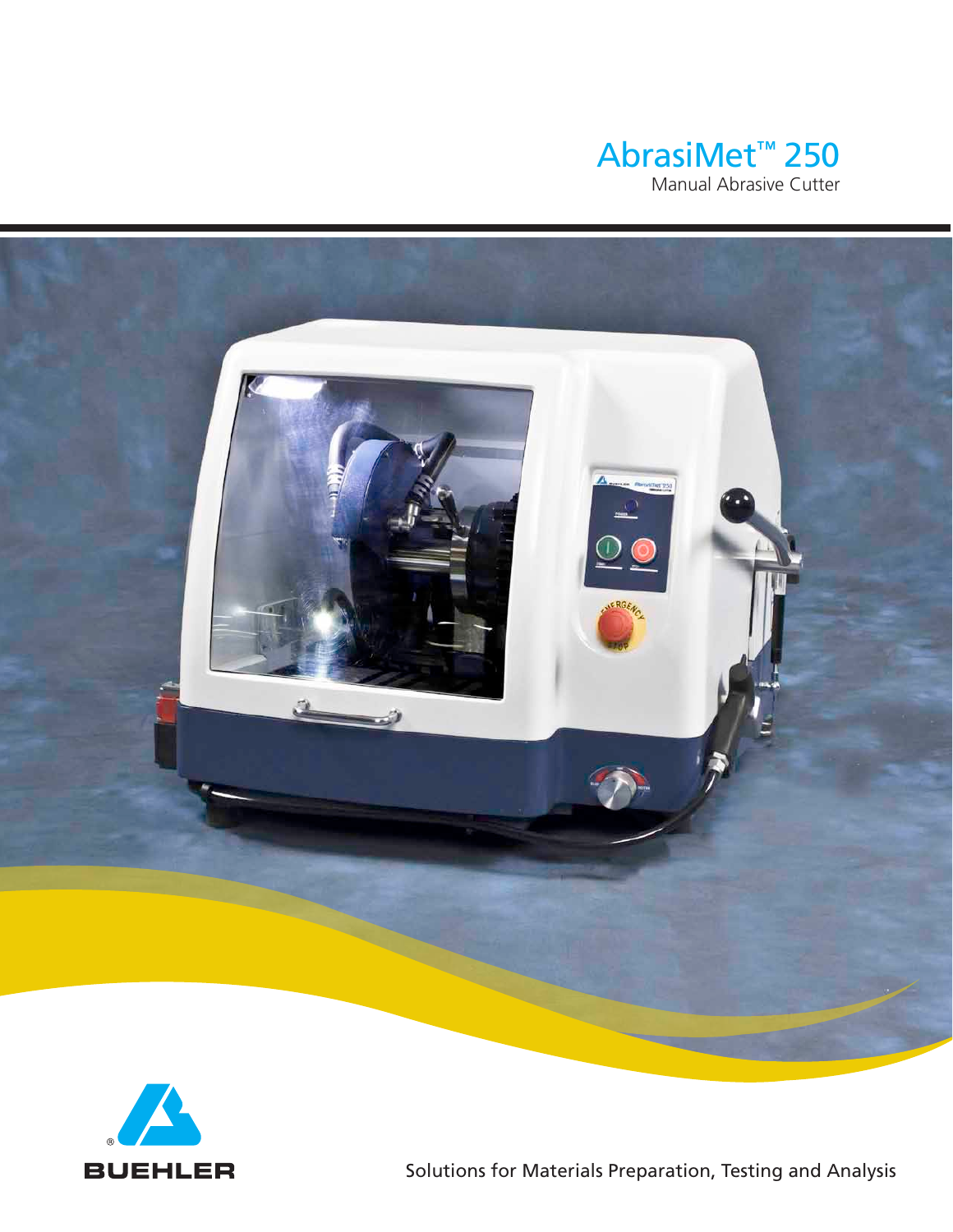# AbrasiMet™ 250

Manual Abrasive Cutter

BUEHLER

Solutions for Materials Preparation, Testing and Analysis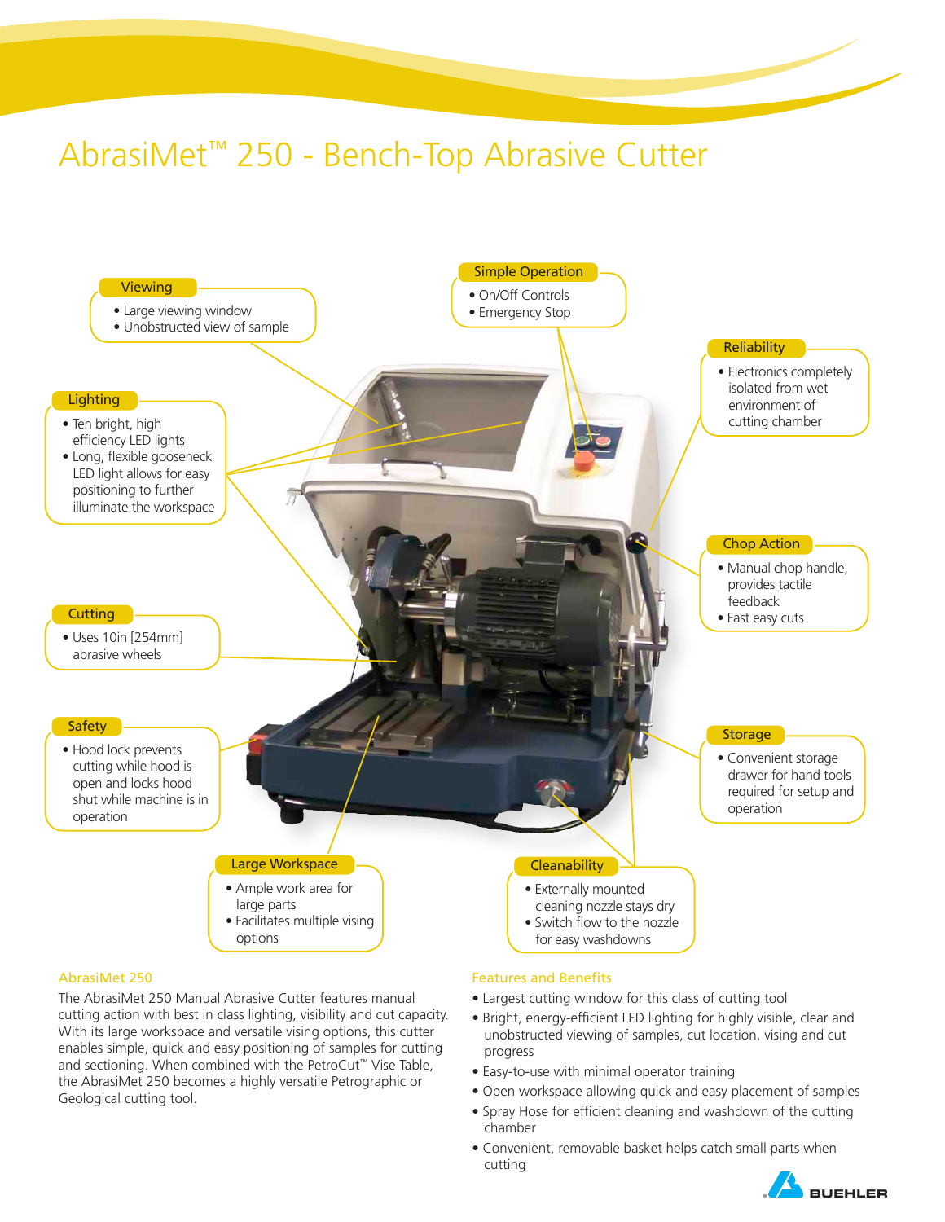# AbrasiMet™ 250 - Bench-Top Abrasive Cutter

**Viewing**
- Large viewing window
- Unobstructed view of sample

**Simple Operation**
- On/Off Controls
- Emergency Stop

**Reliability**
- Electronics completely isolated from wet environment of cutting chamber

**Lighting**
- Ten bright, high efficiency LED lights
- Long, flexible gooseneck LED light allows for easy positioning to further illuminate the workspace

**Chop Action**
- Manual chop handle, provides tactile feedback
- Fast easy cuts

**Cutting**
- Uses 10in [254mm] abrasive wheels

**Safety**
- Hood lock prevents cutting while hood is open and locks hood shut while machine is in operation

**Storage**
- Convenient storage drawer for hand tools required for setup and operation

**Large Workspace**
- Ample work area for large parts
- Facilitates multiple vising options

**Cleanability**
- Externally mounted cleaning nozzle stays dry
- Switch flow to the nozzle for easy washdowns

## AbrasiMet 250

The AbrasiMet 250 Manual Abrasive Cutter features manual cutting action with best in class lighting, visibility and cut capacity. With its large workspace and versatile vising options, this cutter enables simple, quick and easy positioning of samples for cutting and sectioning. When combined with the PetroCut™ Vise Table, the AbrasiMet 250 becomes a highly versatile Petrographic or Geological cutting tool.

## Features and Benefits

- Largest cutting window for this class of cutting tool
- Bright, energy-efficient LED lighting for highly visible, clear and unobstructed viewing of samples, cut location, vising and cut progress
- Easy-to-use with minimal operator training
- Open workspace allowing quick and easy placement of samples
- Spray Hose for efficient cleaning and washdown of the cutting chamber
- Convenient, removable basket helps catch small parts when cutting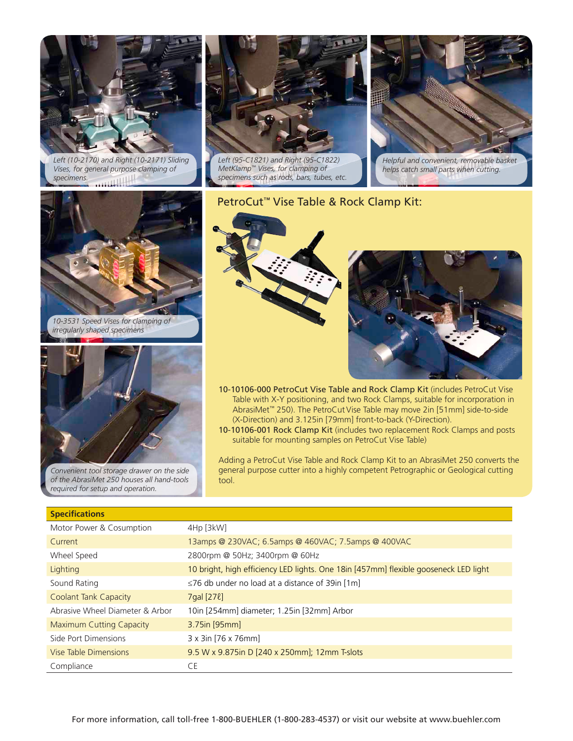*Left (10-2170) and Right (10-2171) Sliding Vises, for general purpose clamping of specimens.*

*Left (95-C1821) and Right (95-C1822) MetKlamp™ Vises, for clamping of specimens such as rods, bars, tubes, etc.*

*Helpful and convenient, removable basket helps catch small parts when cutting.*

*10-3531 Speed Vises for clamping of irregularly shaped specimens*

*Convenient tool storage drawer on the side of the AbrasiMet 250 houses all hand-tools required for setup and operation.*

## PetroCut™ Vise Table & Rock Clamp Kit:

**10-10106-000 PetroCut Vise Table and Rock Clamp Kit** (includes PetroCut Vise Table with X-Y positioning, and two Rock Clamps, suitable for incorporation in AbrasiMet™ 250). The PetroCut Vise Table may move 2in [51mm] side-to-side (X-Direction) and 3.125in [79mm] front-to-back (Y-Direction).

**10-10106-001 Rock Clamp Kit** (includes two replacement Rock Clamps and posts suitable for mounting samples on PetroCut Vise Table)

Adding a PetroCut Vise Table and Rock Clamp Kit to an AbrasiMet 250 converts the general purpose cutter into a highly competent Petrographic or Geological cutting tool.

| **Specifications** | |
|---|---|
| Motor Power & Cosumption | 4Hp [3kW] |
| Current | 13amps @ 230VAC; 6.5amps @ 460VAC; 7.5amps @ 400VAC |
| Wheel Speed | 2800rpm @ 50Hz; 3400rpm @ 60Hz |
| Lighting | 10 bright, high efficiency LED lights. One 18in [457mm] flexible gooseneck LED light |
| Sound Rating | ≤76 db under no load at a distance of 39in [1m] |
| Coolant Tank Capacity | 7gal [27ℓ] |
| Abrasive Wheel Diameter & Arbor | 10in [254mm] diameter; 1.25in [32mm] Arbor |
| Maximum Cutting Capacity | 3.75in [95mm] |
| Side Port Dimensions | 3 x 3in [76 x 76mm] |
| Vise Table Dimensions | 9.5 W x 9.875in D [240 x 250mm]; 12mm T-slots |
| Compliance | CE |

For more information, call toll-free 1-800-BUEHLER (1-800-283-4537) or visit our website at www.buehler.com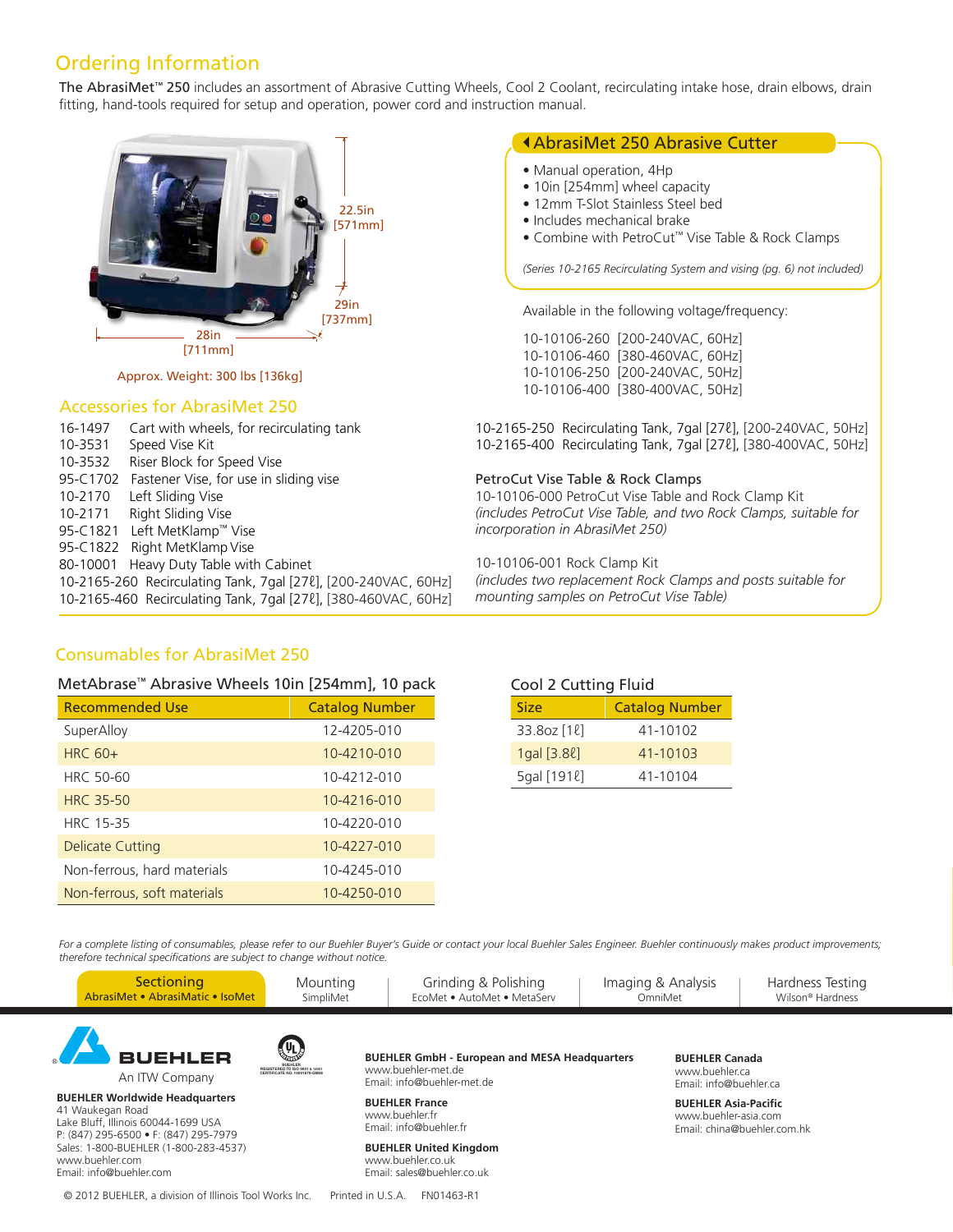## Ordering Information

The AbrasiMet™ 250 includes an assortment of Abrasive Cutting Wheels, Cool 2 Coolant, recirculating intake hose, drain elbows, drain fitting, hand-tools required for setup and operation, power cord and instruction manual.

22.5in [571mm]

29in [737mm]

28in [711mm]

Approx. Weight: 300 lbs [136kg]

### AbrasiMet 250 Abrasive Cutter

- Manual operation, 4Hp
- 10in [254mm] wheel capacity
- 12mm T-Slot Stainless Steel bed
- Includes mechanical brake
- Combine with PetroCut™ Vise Table & Rock Clamps

*(Series 10-2165 Recirculating System and vising (pg. 6) not included)*

Available in the following voltage/frequency:

10-10106-260 [200-240VAC, 60Hz]
10-10106-460 [380-460VAC, 60Hz]
10-10106-250 [200-240VAC, 50Hz]
10-10106-400 [380-400VAC, 50Hz]

### Accessories for AbrasiMet 250

16-1497 Cart with wheels, for recirculating tank
10-3531 Speed Vise Kit
10-3532 Riser Block for Speed Vise
95-C1702 Fastener Vise, for use in sliding vise
10-2170 Left Sliding Vise
10-2171 Right Sliding Vise
95-C1821 Left MetKlamp™ Vise
95-C1822 Right MetKlamp Vise
80-10001 Heavy Duty Table with Cabinet
10-2165-260 Recirculating Tank, 7gal [27ℓ], [200-240VAC, 60Hz]
10-2165-460 Recirculating Tank, 7gal [27ℓ], [380-460VAC, 60Hz]
10-2165-250 Recirculating Tank, 7gal [27ℓ], [200-240VAC, 50Hz]
10-2165-400 Recirculating Tank, 7gal [27ℓ], [380-400VAC, 50Hz]

**PetroCut Vise Table & Rock Clamps**

10-10106-000 PetroCut Vise Table and Rock Clamp Kit
*(includes PetroCut Vise Table, and two Rock Clamps, suitable for incorporation in AbrasiMet 250)*

10-10106-001 Rock Clamp Kit
*(includes two replacement Rock Clamps and posts suitable for mounting samples on PetroCut Vise Table)*

### Consumables for AbrasiMet 250

**MetAbrase™ Abrasive Wheels 10in [254mm], 10 pack**

| Recommended Use | Catalog Number |
|---|---|
| SuperAlloy | 12-4205-010 |
| HRC 60+ | 10-4210-010 |
| HRC 50-60 | 10-4212-010 |
| HRC 35-50 | 10-4216-010 |
| HRC 15-35 | 10-4220-010 |
| Delicate Cutting | 10-4227-010 |
| Non-ferrous, hard materials | 10-4245-010 |
| Non-ferrous, soft materials | 10-4250-010 |

**Cool 2 Cutting Fluid**

| Size | Catalog Number |
|---|---|
| 33.8oz [1ℓ] | 41-10102 |
| 1gal [3.8ℓ] | 41-10103 |
| 5gal [191ℓ] | 41-10104 |

*For a complete listing of consumables, please refer to our Buehler Buyer's Guide or contact your local Buehler Sales Engineer. Buehler continuously makes product improvements; therefore technical specifications are subject to change without notice.*

Sectioning: AbrasiMet • AbrasiMatic • IsoMet | Mounting: SimpliMet | Grinding & Polishing: EcoMet • AutoMet • MetaServ | Imaging & Analysis: OmniMet | Hardness Testing: Wilson® Hardness

BUEHLER
An ITW Company

BUEHLER REGISTERED TO ISO 9001 & 14001 CERTIFICATE NO. 10001678-QM08

**BUEHLER Worldwide Headquarters**
41 Waukegan Road
Lake Bluff, Illinois 60044-1699 USA
P: (847) 295-6500 • F: (847) 295-7979
Sales: 1-800-BUEHLER (1-800-283-4537)
www.buehler.com
Email: info@buehler.com

**BUEHLER GmbH - European and MESA Headquarters**
www.buehler-met.de
Email: info@buehler-met.de

**BUEHLER France**
www.buehler.fr
Email: info@buehler.fr

**BUEHLER United Kingdom**
www.buehler.co.uk
Email: sales@buehler.co.uk

**BUEHLER Canada**
www.buehler.ca
Email: info@buehler.ca

**BUEHLER Asia-Pacific**
www.buehler-asia.com
Email: china@buehler.com.hk

© 2012 BUEHLER, a division of Illinois Tool Works Inc. Printed in U.S.A. FN01463-R1